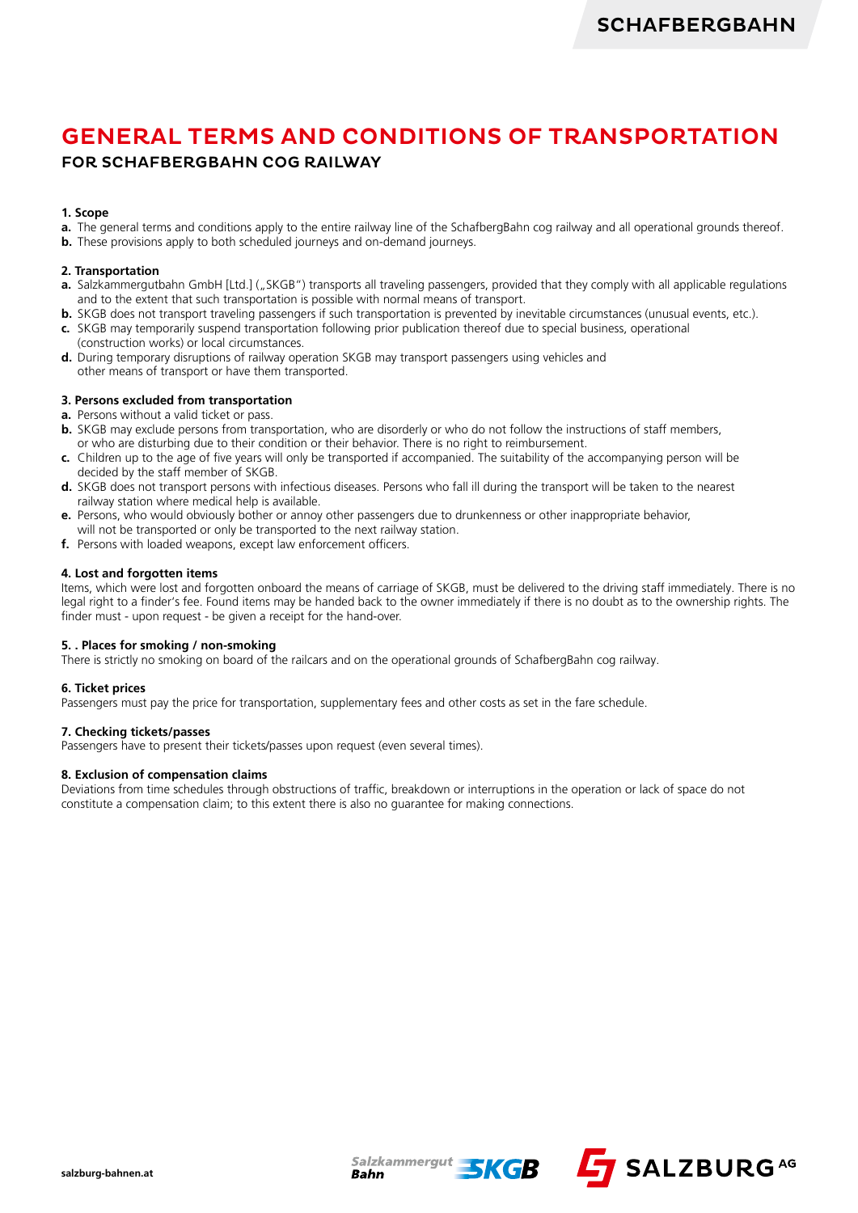# GENERAL TERMS AND CONDITIONS OF TRANSPORTATION

## FOR SCHAFBERGBAHN COG RAILWAY

**1. Scope**

**a.** The general terms and conditions apply to the entire railway line of the SchafbergBahn cog railway and all operational grounds thereof.
**b.** These provisions apply to both scheduled journeys and on-demand journeys.

**2. Transportation**

**a.** Salzkammergutbahn GmbH [Ltd.] („SKGB") transports all traveling passengers, provided that they comply with all applicable regulations and to the extent that such transportation is possible with normal means of transport.
**b.** SKGB does not transport traveling passengers if such transportation is prevented by inevitable circumstances (unusual events, etc.).
**c.** SKGB may temporarily suspend transportation following prior publication thereof due to special business, operational (construction works) or local circumstances.
**d.** During temporary disruptions of railway operation SKGB may transport passengers using vehicles and other means of transport or have them transported.

**3. Persons excluded from transportation**

**a.** Persons without a valid ticket or pass.
**b.** SKGB may exclude persons from transportation, who are disorderly or who do not follow the instructions of staff members, or who are disturbing due to their condition or their behavior. There is no right to reimbursement.
**c.** Children up to the age of five years will only be transported if accompanied. The suitability of the accompanying person will be decided by the staff member of SKGB.
**d.** SKGB does not transport persons with infectious diseases. Persons who fall ill during the transport will be taken to the nearest railway station where medical help is available.
**e.** Persons, who would obviously bother or annoy other passengers due to drunkenness or other inappropriate behavior, will not be transported or only be transported to the next railway station.
**f.** Persons with loaded weapons, except law enforcement officers.

**4. Lost and forgotten items**

Items, which were lost and forgotten onboard the means of carriage of SKGB, must be delivered to the driving staff immediately. There is no legal right to a finder's fee. Found items may be handed back to the owner immediately if there is no doubt as to the ownership rights. The finder must - upon request - be given a receipt for the hand-over.

**5. . Places for smoking / non-smoking**

There is strictly no smoking on board of the railcars and on the operational grounds of SchafbergBahn cog railway.

**6. Ticket prices**

Passengers must pay the price for transportation, supplementary fees and other costs as set in the fare schedule.

**7. Checking tickets/passes**

Passengers have to present their tickets/passes upon request (even several times).

**8. Exclusion of compensation claims**

Deviations from time schedules through obstructions of traffic, breakdown or interruptions in the operation or lack of space do not constitute a compensation claim; to this extent there is also no guarantee for making connections.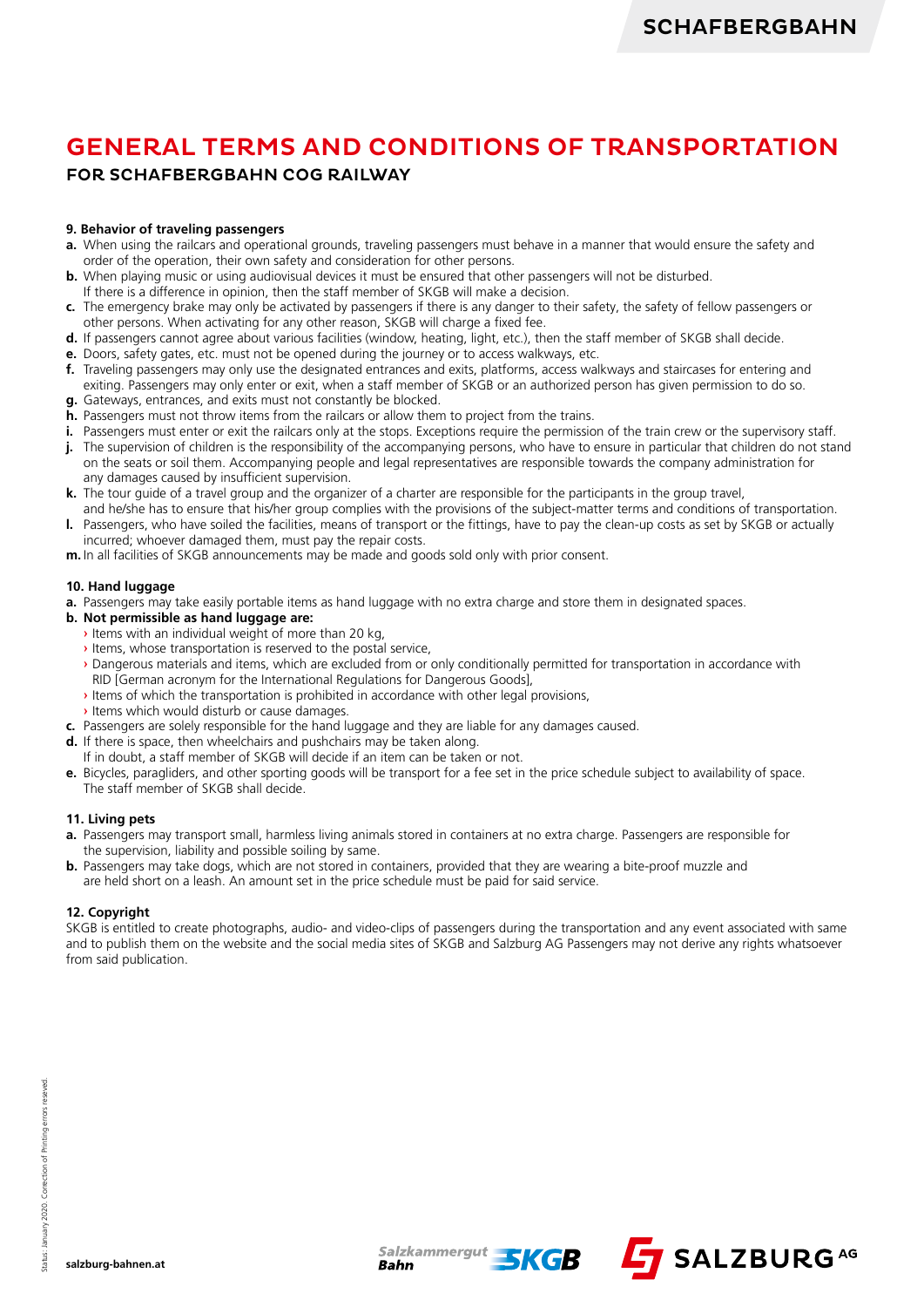# GENERAL TERMS AND CONDITIONS OF TRANSPORTATION

## FOR SCHAFBERGBAHN COG RAILWAY

**9. Behavior of traveling passengers**

**a.** When using the railcars and operational grounds, traveling passengers must behave in a manner that would ensure the safety and order of the operation, their own safety and consideration for other persons.

**b.** When playing music or using audiovisual devices it must be ensured that other passengers will not be disturbed. If there is a difference in opinion, then the staff member of SKGB will make a decision.

**c.** The emergency brake may only be activated by passengers if there is any danger to their safety, the safety of fellow passengers or other persons. When activating for any other reason, SKGB will charge a fixed fee.

**d.** If passengers cannot agree about various facilities (window, heating, light, etc.), then the staff member of SKGB shall decide.

**e.** Doors, safety gates, etc. must not be opened during the journey or to access walkways, etc.

**f.** Traveling passengers may only use the designated entrances and exits, platforms, access walkways and staircases for entering and exiting. Passengers may only enter or exit, when a staff member of SKGB or an authorized person has given permission to do so.

**g.** Gateways, entrances, and exits must not constantly be blocked.

**h.** Passengers must not throw items from the railcars or allow them to project from the trains.

**i.** Passengers must enter or exit the railcars only at the stops. Exceptions require the permission of the train crew or the supervisory staff.

**j.** The supervision of children is the responsibility of the accompanying persons, who have to ensure in particular that children do not stand on the seats or soil them. Accompanying people and legal representatives are responsible towards the company administration for any damages caused by insufficient supervision.

**k.** The tour guide of a travel group and the organizer of a charter are responsible for the participants in the group travel, and he/she has to ensure that his/her group complies with the provisions of the subject-matter terms and conditions of transportation.

**l.** Passengers, who have soiled the facilities, means of transport or the fittings, have to pay the clean-up costs as set by SKGB or actually incurred; whoever damaged them, must pay the repair costs.

**m.** In all facilities of SKGB announcements may be made and goods sold only with prior consent.

**10. Hand luggage**

**a.** Passengers may take easily portable items as hand luggage with no extra charge and store them in designated spaces.

**b. Not permissible as hand luggage are:**

- Items with an individual weight of more than 20 kg,
- Items, whose transportation is reserved to the postal service,
- Dangerous materials and items, which are excluded from or only conditionally permitted for transportation in accordance with RID [German acronym for the International Regulations for Dangerous Goods],
- Items of which the transportation is prohibited in accordance with other legal provisions,
- Items which would disturb or cause damages.

**c.** Passengers are solely responsible for the hand luggage and they are liable for any damages caused.

**d.** If there is space, then wheelchairs and pushchairs may be taken along. If in doubt, a staff member of SKGB will decide if an item can be taken or not.

**e.** Bicycles, paragliders, and other sporting goods will be transport for a fee set in the price schedule subject to availability of space. The staff member of SKGB shall decide.

**11. Living pets**

**a.** Passengers may transport small, harmless living animals stored in containers at no extra charge. Passengers are responsible for the supervision, liability and possible soiling by same.

**b.** Passengers may take dogs, which are not stored in containers, provided that they are wearing a bite-proof muzzle and are held short on a leash. An amount set in the price schedule must be paid for said service.

**12. Copyright**

SKGB is entitled to create photographs, audio- and video-clips of passengers during the transportation and any event associated with same and to publish them on the website and the social media sites of SKGB and Salzburg AG Passengers may not derive any rights whatsoever from said publication.